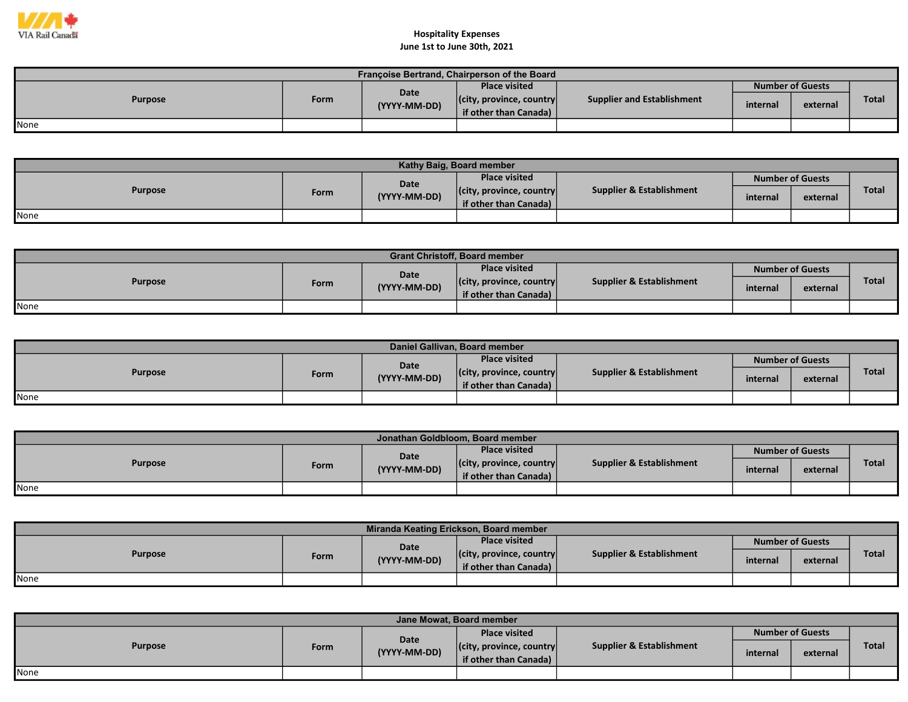VIA Rail Canada

# Hospitality Expenses
## June 1st to June 30th, 2021

| Françoise Bertrand, Chairperson of the Board | | | | | | | |
|---|---|---|---|---|---|---|---|
| Purpose | Form | Date (YYYY-MM-DD) | Place visited (city, province, country if other than Canada) | Supplier and Establishment | Number of Guests | | Total |
| | | | | | internal | external | |
| None | | | | | | | |

| Kathy Baig, Board member | | | | | | | |
|---|---|---|---|---|---|---|---|
| Purpose | Form | Date (YYYY-MM-DD) | Place visited (city, province, country if other than Canada) | Supplier & Establishment | Number of Guests | | Total |
| | | | | | internal | external | |
| None | | | | | | | |

| Grant Christoff, Board member | | | | | | | |
|---|---|---|---|---|---|---|---|
| Purpose | Form | Date (YYYY-MM-DD) | Place visited (city, province, country if other than Canada) | Supplier & Establishment | Number of Guests | | Total |
| | | | | | internal | external | |
| None | | | | | | | |

| Daniel Gallivan, Board member | | | | | | | |
|---|---|---|---|---|---|---|---|
| Purpose | Form | Date (YYYY-MM-DD) | Place visited (city, province, country if other than Canada) | Supplier & Establishment | Number of Guests | | Total |
| | | | | | internal | external | |
| None | | | | | | | |

| Jonathan Goldbloom, Board member | | | | | | | |
|---|---|---|---|---|---|---|---|
| Purpose | Form | Date (YYYY-MM-DD) | Place visited (city, province, country if other than Canada) | Supplier & Establishment | Number of Guests | | Total |
| | | | | | internal | external | |
| None | | | | | | | |

| Miranda Keating Erickson, Board member | | | | | | | |
|---|---|---|---|---|---|---|---|
| Purpose | Form | Date (YYYY-MM-DD) | Place visited (city, province, country if other than Canada) | Supplier & Establishment | Number of Guests | | Total |
| | | | | | internal | external | |
| None | | | | | | | |

| Jane Mowat, Board member | | | | | | | |
|---|---|---|---|---|---|---|---|
| Purpose | Form | Date (YYYY-MM-DD) | Place visited (city, province, country if other than Canada) | Supplier & Establishment | Number of Guests | | Total |
| | | | | | internal | external | |
| None | | | | | | | |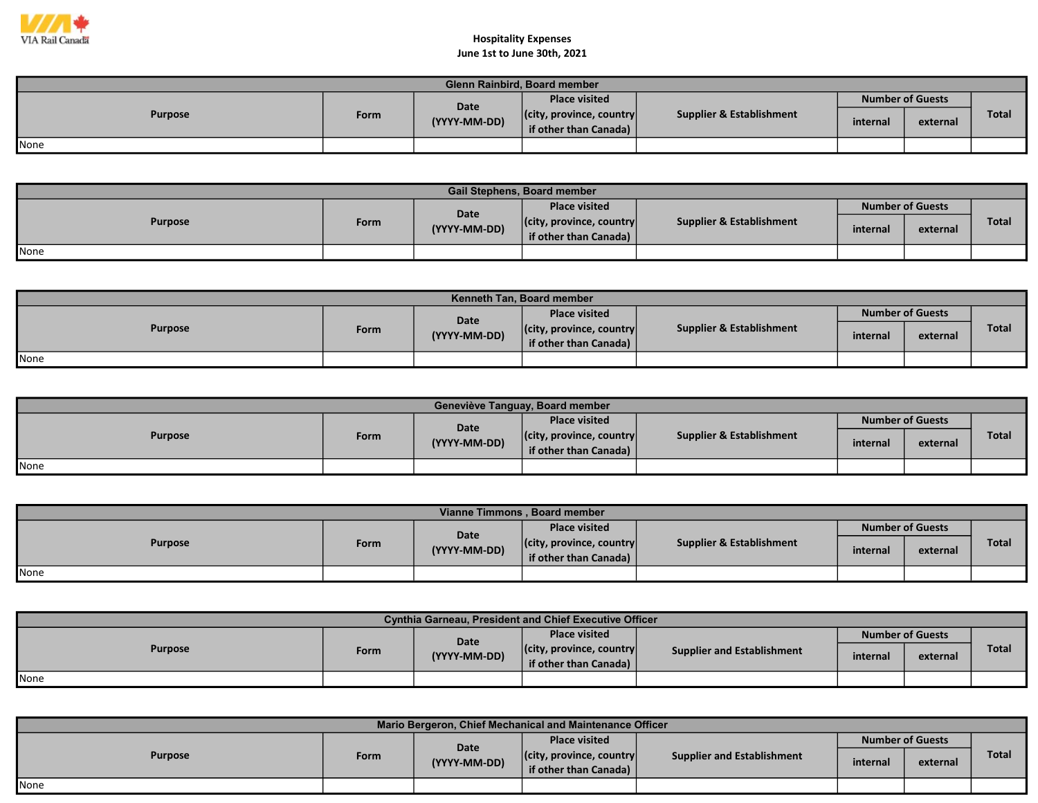Hospitality Expenses
June 1st to June 30th, 2021

| Glenn Rainbird, Board member | | | | | | | |
|---|---|---|---|---|---|---|---|
| Purpose | Form | Date (YYYY-MM-DD) | Place visited (city, province, country if other than Canada) | Supplier & Establishment | Number of Guests | | Total |
| | | | | | internal | external | |
| None | | | | | | | |

| Gail Stephens, Board member | | | | | | | |
|---|---|---|---|---|---|---|---|
| Purpose | Form | Date (YYYY-MM-DD) | Place visited (city, province, country if other than Canada) | Supplier & Establishment | Number of Guests | | Total |
| | | | | | internal | external | |
| None | | | | | | | |

| Kenneth Tan, Board member | | | | | | | |
|---|---|---|---|---|---|---|---|
| Purpose | Form | Date (YYYY-MM-DD) | Place visited (city, province, country if other than Canada) | Supplier & Establishment | Number of Guests | | Total |
| | | | | | internal | external | |
| None | | | | | | | |

| Geneviève Tanguay, Board member | | | | | | | |
|---|---|---|---|---|---|---|---|
| Purpose | Form | Date (YYYY-MM-DD) | Place visited (city, province, country if other than Canada) | Supplier & Establishment | Number of Guests | | Total |
| | | | | | internal | external | |
| None | | | | | | | |

| Vianne Timmons , Board member | | | | | | | |
|---|---|---|---|---|---|---|---|
| Purpose | Form | Date (YYYY-MM-DD) | Place visited (city, province, country if other than Canada) | Supplier & Establishment | Number of Guests | | Total |
| | | | | | internal | external | |
| None | | | | | | | |

| Cynthia Garneau, President and Chief Executive Officer | | | | | | | |
|---|---|---|---|---|---|---|---|
| Purpose | Form | Date (YYYY-MM-DD) | Place visited (city, province, country if other than Canada) | Supplier and Establishment | Number of Guests | | Total |
| | | | | | internal | external | |
| None | | | | | | | |

| Mario Bergeron, Chief Mechanical and Maintenance Officer | | | | | | | |
|---|---|---|---|---|---|---|---|
| Purpose | Form | Date (YYYY-MM-DD) | Place visited (city, province, country if other than Canada) | Supplier and Establishment | Number of Guests | | Total |
| | | | | | internal | external | |
| None | | | | | | | |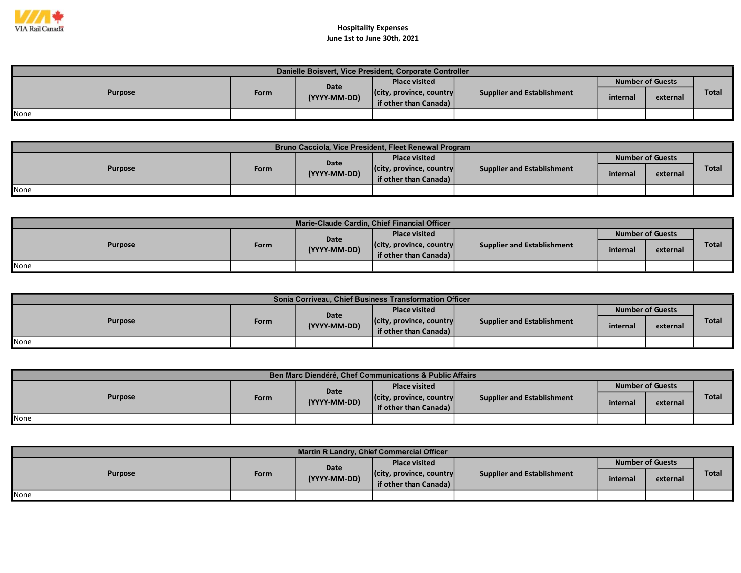VIA Rail Canada

# Hospitality Expenses
## June 1st to June 30th, 2021

| Danielle Boisvert, Vice President, Corporate Controller | | | | | | | |
|---|---|---|---|---|---|---|---|
| Purpose | Form | Date (YYYY-MM-DD) | Place visited (city, province, country if other than Canada) | Supplier and Establishment | Number of Guests | | Total |
| | | | | | internal | external | |
| None | | | | | | | |

| Bruno Cacciola, Vice President, Fleet Renewal Program | | | | | | | |
|---|---|---|---|---|---|---|---|
| Purpose | Form | Date (YYYY-MM-DD) | Place visited (city, province, country if other than Canada) | Supplier and Establishment | Number of Guests | | Total |
| | | | | | internal | external | |
| None | | | | | | | |

| Marie-Claude Cardin, Chief Financial Officer | | | | | | | |
|---|---|---|---|---|---|---|---|
| Purpose | Form | Date (YYYY-MM-DD) | Place visited (city, province, country if other than Canada) | Supplier and Establishment | Number of Guests | | Total |
| | | | | | internal | external | |
| None | | | | | | | |

| Sonia Corriveau, Chief Business Transformation Officer | | | | | | | |
|---|---|---|---|---|---|---|---|
| Purpose | Form | Date (YYYY-MM-DD) | Place visited (city, province, country if other than Canada) | Supplier and Establishment | Number of Guests | | Total |
| | | | | | internal | external | |
| None | | | | | | | |

| Ben Marc Diendéré, Chef Communications & Public Affairs | | | | | | | |
|---|---|---|---|---|---|---|---|
| Purpose | Form | Date (YYYY-MM-DD) | Place visited (city, province, country if other than Canada) | Supplier and Establishment | Number of Guests | | Total |
| | | | | | internal | external | |
| None | | | | | | | |

| Martin R Landry, Chief Commercial Officer | | | | | | | |
|---|---|---|---|---|---|---|---|
| Purpose | Form | Date (YYYY-MM-DD) | Place visited (city, province, country if other than Canada) | Supplier and Establishment | Number of Guests | | Total |
| | | | | | internal | external | |
| None | | | | | | | |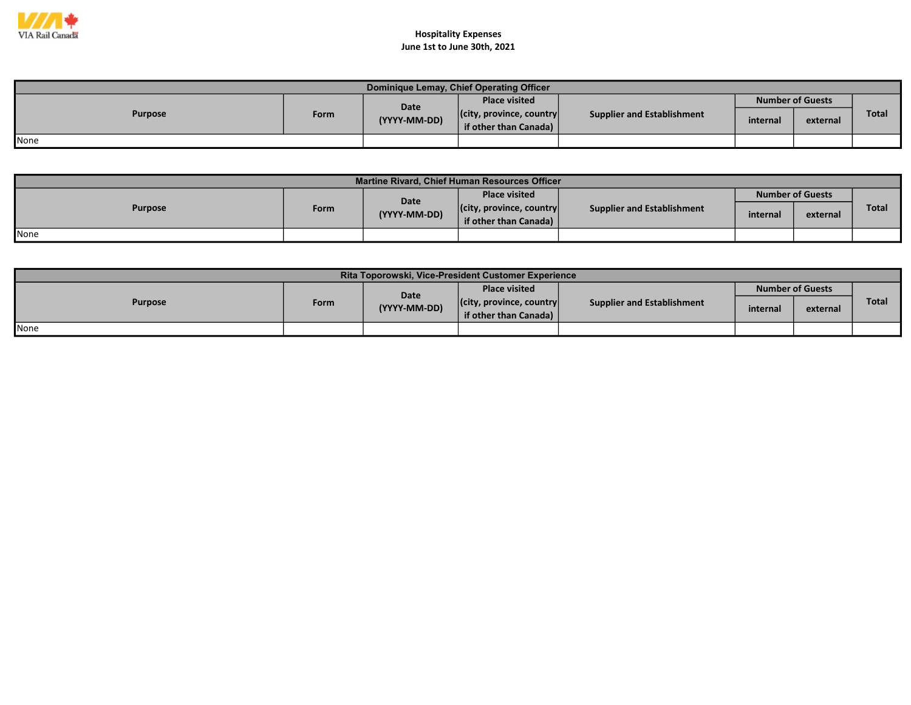VIA Rail Canada

**Hospitality Expenses**
**June 1st to June 30th, 2021**

| Dominique Lemay, Chief Operating Officer | | | | | | | |
|---|---|---|---|---|---|---|---|
| Purpose | Form | Date (YYYY-MM-DD) | Place visited (city, province, country if other than Canada) | Supplier and Establishment | Number of Guests | | Total |
| | | | | | internal | external | |
| None | | | | | | | |

| Martine Rivard, Chief Human Resources Officer | | | | | | | |
|---|---|---|---|---|---|---|---|
| Purpose | Form | Date (YYYY-MM-DD) | Place visited (city, province, country if other than Canada) | Supplier and Establishment | Number of Guests | | Total |
| | | | | | internal | external | |
| None | | | | | | | |

| Rita Toporowski, Vice-President Customer Experience | | | | | | | |
|---|---|---|---|---|---|---|---|
| Purpose | Form | Date (YYYY-MM-DD) | Place visited (city, province, country if other than Canada) | Supplier and Establishment | Number of Guests | | Total |
| | | | | | internal | external | |
| None | | | | | | | |